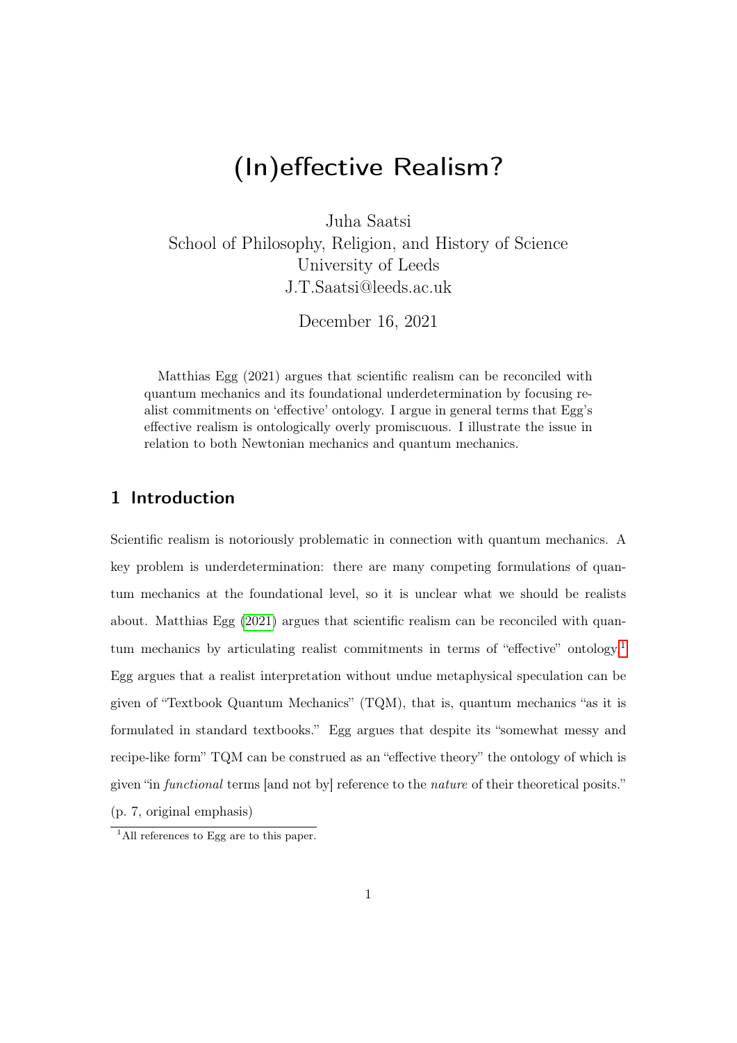# (In)effective Realism?

Juha Saatsi
School of Philosophy, Religion, and History of Science
University of Leeds
J.T.Saatsi@leeds.ac.uk

December 16, 2021

Matthias Egg (2021) argues that scientific realism can be reconciled with quantum mechanics and its foundational underdetermination by focusing realist commitments on 'effective' ontology. I argue in general terms that Egg's effective realism is ontologically overly promiscuous. I illustrate the issue in relation to both Newtonian mechanics and quantum mechanics.

## 1 Introduction

Scientific realism is notoriously problematic in connection with quantum mechanics. A key problem is underdetermination: there are many competing formulations of quantum mechanics at the foundational level, so it is unclear what we should be realists about. Matthias Egg (2021) argues that scientific realism can be reconciled with quantum mechanics by articulating realist commitments in terms of "effective" ontology.[1] Egg argues that a realist interpretation without undue metaphysical speculation can be given of "Textbook Quantum Mechanics" (TQM), that is, quantum mechanics "as it is formulated in standard textbooks." Egg argues that despite its "somewhat messy and recipe-like form" TQM can be construed as an "effective theory" the ontology of which is given "in *functional* terms [and not by] reference to the *nature* of their theoretical posits." (p. 7, original emphasis)

[1] All references to Egg are to this paper.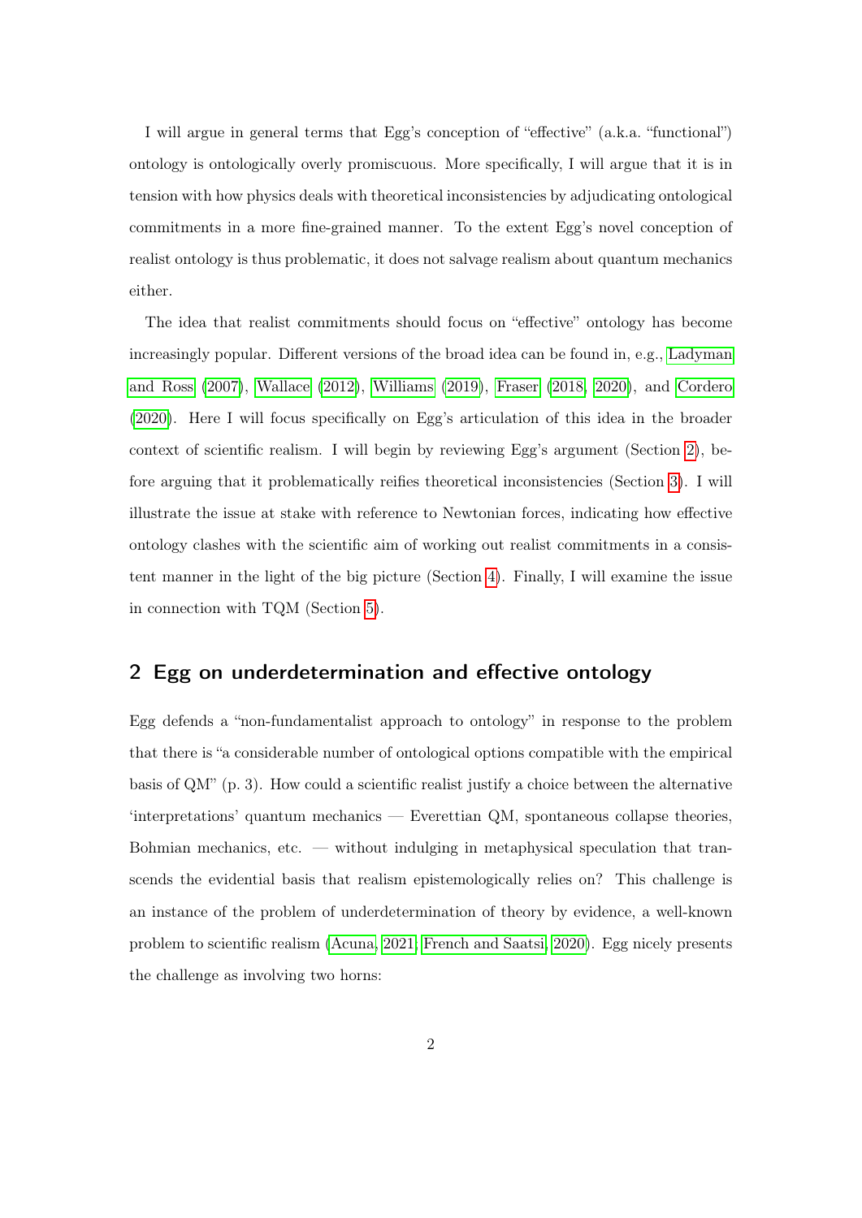I will argue in general terms that Egg's conception of "effective" (a.k.a. "functional") ontology is ontologically overly promiscuous. More specifically, I will argue that it is in tension with how physics deals with theoretical inconsistencies by adjudicating ontological commitments in a more fine-grained manner. To the extent Egg's novel conception of realist ontology is thus problematic, it does not salvage realism about quantum mechanics either.

The idea that realist commitments should focus on "effective" ontology has become increasingly popular. Different versions of the broad idea can be found in, e.g., Ladyman and Ross (2007), Wallace (2012), Williams (2019), Fraser (2018, 2020), and Cordero (2020). Here I will focus specifically on Egg's articulation of this idea in the broader context of scientific realism. I will begin by reviewing Egg's argument (Section 2), before arguing that it problematically reifies theoretical inconsistencies (Section 3). I will illustrate the issue at stake with reference to Newtonian forces, indicating how effective ontology clashes with the scientific aim of working out realist commitments in a consistent manner in the light of the big picture (Section 4). Finally, I will examine the issue in connection with TQM (Section 5).

## 2 Egg on underdetermination and effective ontology

Egg defends a "non-fundamentalist approach to ontology" in response to the problem that there is "a considerable number of ontological options compatible with the empirical basis of QM" (p. 3). How could a scientific realist justify a choice between the alternative 'interpretations' quantum mechanics — Everettian QM, spontaneous collapse theories, Bohmian mechanics, etc. — without indulging in metaphysical speculation that transcends the evidential basis that realism epistemologically relies on? This challenge is an instance of the problem of underdetermination of theory by evidence, a well-known problem to scientific realism (Acuna, 2021; French and Saatsi, 2020). Egg nicely presents the challenge as involving two horns: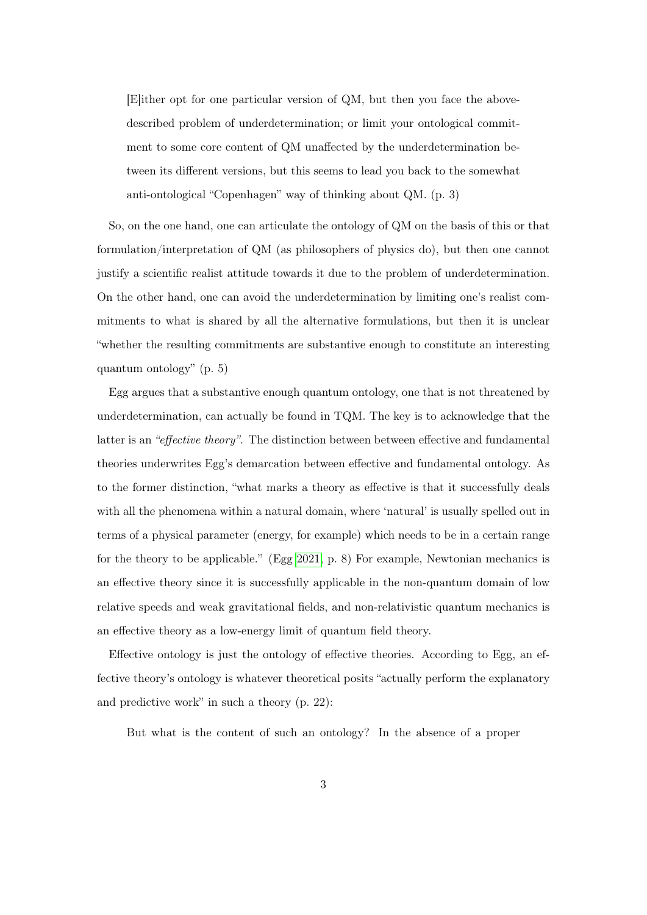> [E]ither opt for one particular version of QM, but then you face the above-described problem of underdetermination; or limit your ontological commitment to some core content of QM unaffected by the underdetermination between its different versions, but this seems to lead you back to the somewhat anti-ontological "Copenhagen" way of thinking about QM. (p. 3)

So, on the one hand, one can articulate the ontology of QM on the basis of this or that formulation/interpretation of QM (as philosophers of physics do), but then one cannot justify a scientific realist attitude towards it due to the problem of underdetermination. On the other hand, one can avoid the underdetermination by limiting one's realist commitments to what is shared by all the alternative formulations, but then it is unclear "whether the resulting commitments are substantive enough to constitute an interesting quantum ontology" (p. 5)

Egg argues that a substantive enough quantum ontology, one that is not threatened by underdetermination, can actually be found in TQM. The key is to acknowledge that the latter is an *"effective theory"*. The distinction between between effective and fundamental theories underwrites Egg's demarcation between effective and fundamental ontology. As to the former distinction, "what marks a theory as effective is that it successfully deals with all the phenomena within a natural domain, where 'natural' is usually spelled out in terms of a physical parameter (energy, for example) which needs to be in a certain range for the theory to be applicable." (Egg 2021, p. 8) For example, Newtonian mechanics is an effective theory since it is successfully applicable in the non-quantum domain of low relative speeds and weak gravitational fields, and non-relativistic quantum mechanics is an effective theory as a low-energy limit of quantum field theory.

Effective ontology is just the ontology of effective theories. According to Egg, an effective theory's ontology is whatever theoretical posits "actually perform the explanatory and predictive work" in such a theory (p. 22):

> But what is the content of such an ontology? In the absence of a proper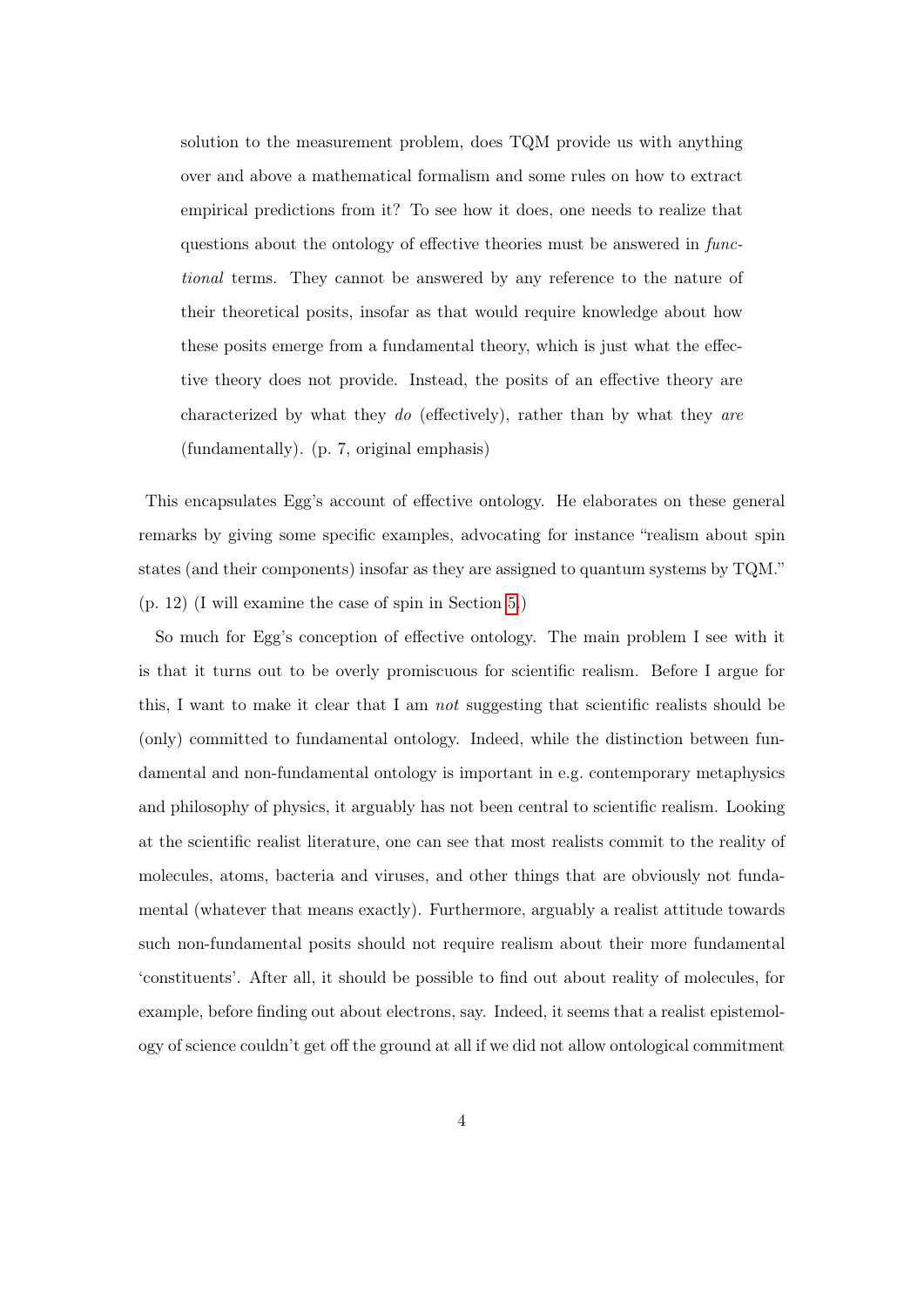> solution to the measurement problem, does TQM provide us with anything over and above a mathematical formalism and some rules on how to extract empirical predictions from it? To see how it does, one needs to realize that questions about the ontology of effective theories must be answered in *functional* terms. They cannot be answered by any reference to the nature of their theoretical posits, insofar as that would require knowledge about how these posits emerge from a fundamental theory, which is just what the effective theory does not provide. Instead, the posits of an effective theory are characterized by what they *do* (effectively), rather than by what they *are* (fundamentally). (p. 7, original emphasis)

This encapsulates Egg's account of effective ontology. He elaborates on these general remarks by giving some specific examples, advocating for instance "realism about spin states (and their components) insofar as they are assigned to quantum systems by TQM." (p. 12) (I will examine the case of spin in Section 5.)

So much for Egg's conception of effective ontology. The main problem I see with it is that it turns out to be overly promiscuous for scientific realism. Before I argue for this, I want to make it clear that I am *not* suggesting that scientific realists should be (only) committed to fundamental ontology. Indeed, while the distinction between fundamental and non-fundamental ontology is important in e.g. contemporary metaphysics and philosophy of physics, it arguably has not been central to scientific realism. Looking at the scientific realist literature, one can see that most realists commit to the reality of molecules, atoms, bacteria and viruses, and other things that are obviously not fundamental (whatever that means exactly). Furthermore, arguably a realist attitude towards such non-fundamental posits should not require realism about their more fundamental 'constituents'. After all, it should be possible to find out about reality of molecules, for example, before finding out about electrons, say. Indeed, it seems that a realist epistemology of science couldn't get off the ground at all if we did not allow ontological commitment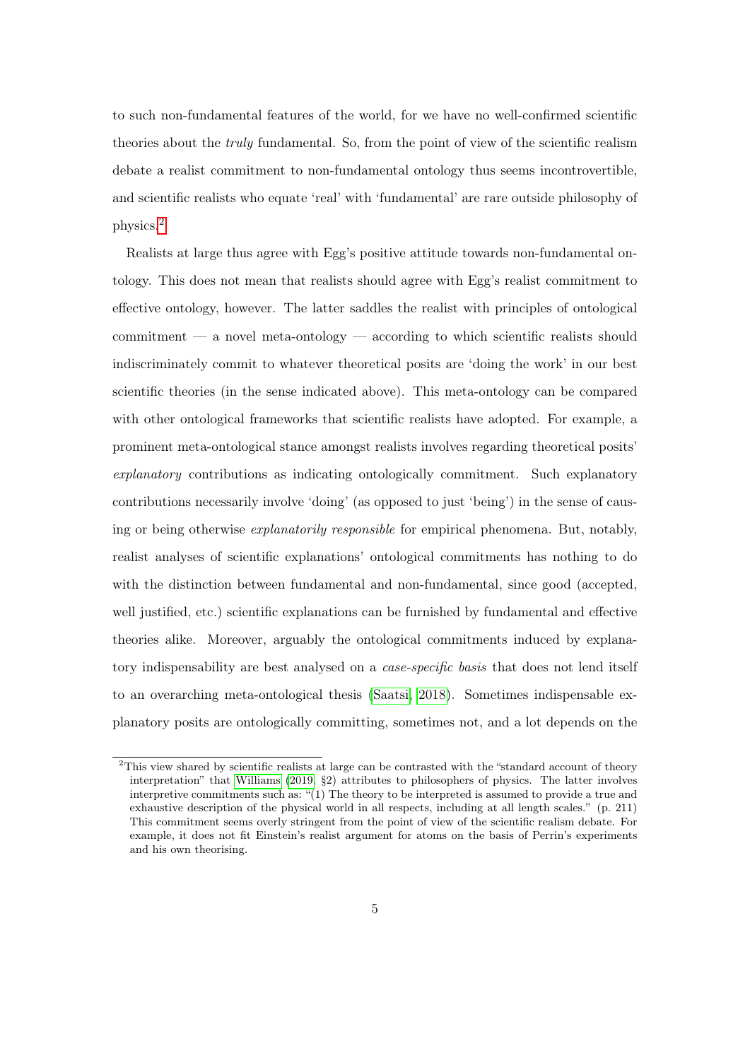to such non-fundamental features of the world, for we have no well-confirmed scientific theories about the *truly* fundamental. So, from the point of view of the scientific realism debate a realist commitment to non-fundamental ontology thus seems incontrovertible, and scientific realists who equate 'real' with 'fundamental' are rare outside philosophy of physics.[2]

Realists at large thus agree with Egg's positive attitude towards non-fundamental ontology. This does not mean that realists should agree with Egg's realist commitment to effective ontology, however. The latter saddles the realist with principles of ontological commitment — a novel meta-ontology — according to which scientific realists should indiscriminately commit to whatever theoretical posits are 'doing the work' in our best scientific theories (in the sense indicated above). This meta-ontology can be compared with other ontological frameworks that scientific realists have adopted. For example, a prominent meta-ontological stance amongst realists involves regarding theoretical posits' *explanatory* contributions as indicating ontologically commitment. Such explanatory contributions necessarily involve 'doing' (as opposed to just 'being') in the sense of causing or being otherwise *explanatorily responsible* for empirical phenomena. But, notably, realist analyses of scientific explanations' ontological commitments has nothing to do with the distinction between fundamental and non-fundamental, since good (accepted, well justified, etc.) scientific explanations can be furnished by fundamental and effective theories alike. Moreover, arguably the ontological commitments induced by explanatory indispensability are best analysed on a *case-specific basis* that does not lend itself to an overarching meta-ontological thesis (Saatsi, 2018). Sometimes indispensable explanatory posits are ontologically committing, sometimes not, and a lot depends on the

[2] This view shared by scientific realists at large can be contrasted with the "standard account of theory interpretation" that Williams (2019, §2) attributes to philosophers of physics. The latter involves interpretive commitments such as: "(1) The theory to be interpreted is assumed to provide a true and exhaustive description of the physical world in all respects, including at all length scales." (p. 211) This commitment seems overly stringent from the point of view of the scientific realism debate. For example, it does not fit Einstein's realist argument for atoms on the basis of Perrin's experiments and his own theorising.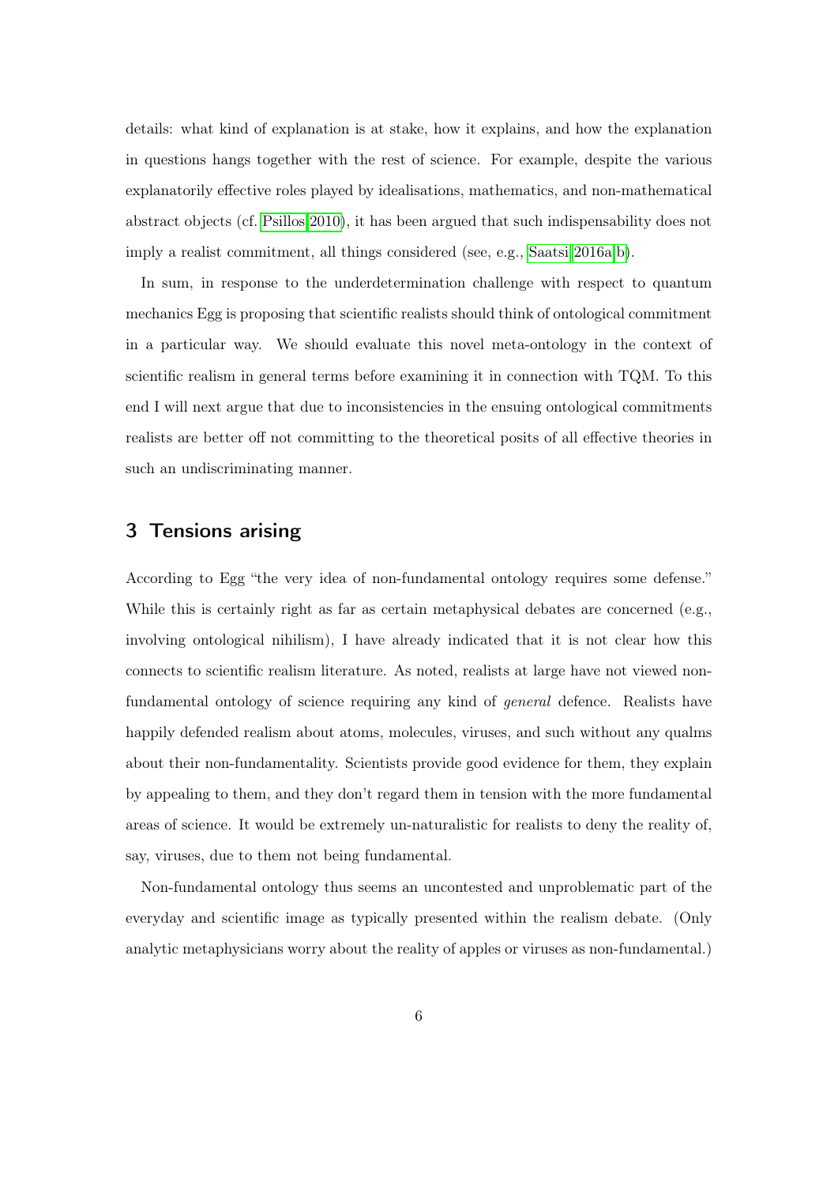details: what kind of explanation is at stake, how it explains, and how the explanation in questions hangs together with the rest of science. For example, despite the various explanatorily effective roles played by idealisations, mathematics, and non-mathematical abstract objects (cf. Psillos 2010), it has been argued that such indispensability does not imply a realist commitment, all things considered (see, e.g., Saatsi 2016a,b).

In sum, in response to the underdetermination challenge with respect to quantum mechanics Egg is proposing that scientific realists should think of ontological commitment in a particular way. We should evaluate this novel meta-ontology in the context of scientific realism in general terms before examining it in connection with TQM. To this end I will next argue that due to inconsistencies in the ensuing ontological commitments realists are better off not committing to the theoretical posits of all effective theories in such an undiscriminating manner.

## 3 Tensions arising

According to Egg "the very idea of non-fundamental ontology requires some defense." While this is certainly right as far as certain metaphysical debates are concerned (e.g., involving ontological nihilism), I have already indicated that it is not clear how this connects to scientific realism literature. As noted, realists at large have not viewed non-fundamental ontology of science requiring any kind of *general* defence. Realists have happily defended realism about atoms, molecules, viruses, and such without any qualms about their non-fundamentality. Scientists provide good evidence for them, they explain by appealing to them, and they don't regard them in tension with the more fundamental areas of science. It would be extremely un-naturalistic for realists to deny the reality of, say, viruses, due to them not being fundamental.

Non-fundamental ontology thus seems an uncontested and unproblematic part of the everyday and scientific image as typically presented within the realism debate. (Only analytic metaphysicians worry about the reality of apples or viruses as non-fundamental.)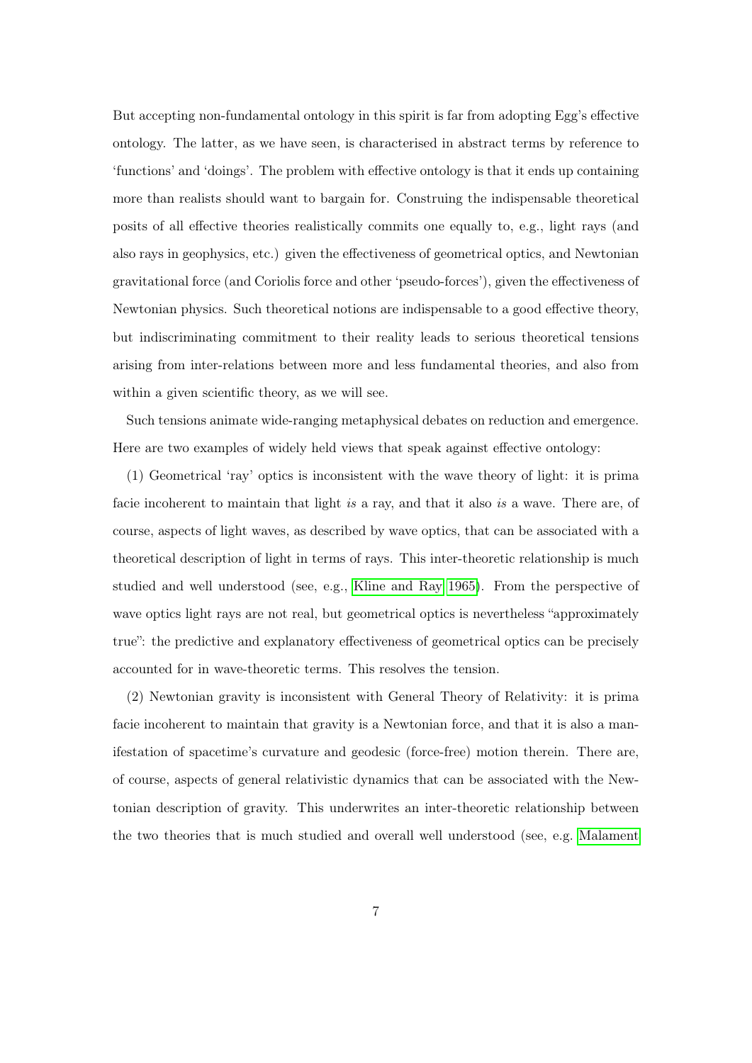But accepting non-fundamental ontology in this spirit is far from adopting Egg's effective ontology. The latter, as we have seen, is characterised in abstract terms by reference to 'functions' and 'doings'. The problem with effective ontology is that it ends up containing more than realists should want to bargain for. Construing the indispensable theoretical posits of all effective theories realistically commits one equally to, e.g., light rays (and also rays in geophysics, etc.) given the effectiveness of geometrical optics, and Newtonian gravitational force (and Coriolis force and other 'pseudo-forces'), given the effectiveness of Newtonian physics. Such theoretical notions are indispensable to a good effective theory, but indiscriminating commitment to their reality leads to serious theoretical tensions arising from inter-relations between more and less fundamental theories, and also from within a given scientific theory, as we will see.

Such tensions animate wide-ranging metaphysical debates on reduction and emergence. Here are two examples of widely held views that speak against effective ontology:

(1) Geometrical 'ray' optics is inconsistent with the wave theory of light: it is prima facie incoherent to maintain that light *is* a ray, and that it also *is* a wave. There are, of course, aspects of light waves, as described by wave optics, that can be associated with a theoretical description of light in terms of rays. This inter-theoretic relationship is much studied and well understood (see, e.g., Kline and Ray 1965). From the perspective of wave optics light rays are not real, but geometrical optics is nevertheless "approximately true": the predictive and explanatory effectiveness of geometrical optics can be precisely accounted for in wave-theoretic terms. This resolves the tension.

(2) Newtonian gravity is inconsistent with General Theory of Relativity: it is prima facie incoherent to maintain that gravity is a Newtonian force, and that it is also a manifestation of spacetime's curvature and geodesic (force-free) motion therein. There are, of course, aspects of general relativistic dynamics that can be associated with the Newtonian description of gravity. This underwrites an inter-theoretic relationship between the two theories that is much studied and overall well understood (see, e.g. Malament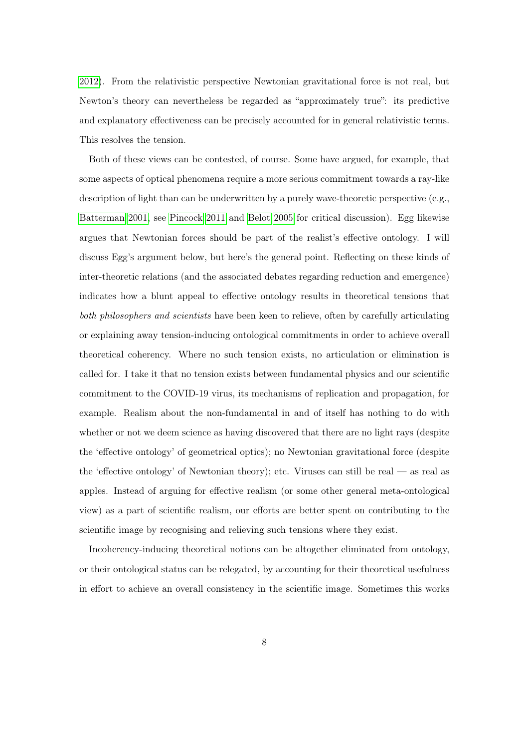2012). From the relativistic perspective Newtonian gravitational force is not real, but Newton's theory can nevertheless be regarded as "approximately true": its predictive and explanatory effectiveness can be precisely accounted for in general relativistic terms. This resolves the tension.

Both of these views can be contested, of course. Some have argued, for example, that some aspects of optical phenomena require a more serious commitment towards a ray-like description of light than can be underwritten by a purely wave-theoretic perspective (e.g., Batterman 2001, see Pincock 2011 and Belot 2005 for critical discussion). Egg likewise argues that Newtonian forces should be part of the realist's effective ontology. I will discuss Egg's argument below, but here's the general point. Reflecting on these kinds of inter-theoretic relations (and the associated debates regarding reduction and emergence) indicates how a blunt appeal to effective ontology results in theoretical tensions that *both philosophers and scientists* have been keen to relieve, often by carefully articulating or explaining away tension-inducing ontological commitments in order to achieve overall theoretical coherency. Where no such tension exists, no articulation or elimination is called for. I take it that no tension exists between fundamental physics and our scientific commitment to the COVID-19 virus, its mechanisms of replication and propagation, for example. Realism about the non-fundamental in and of itself has nothing to do with whether or not we deem science as having discovered that there are no light rays (despite the 'effective ontology' of geometrical optics); no Newtonian gravitational force (despite the 'effective ontology' of Newtonian theory); etc. Viruses can still be real — as real as apples. Instead of arguing for effective realism (or some other general meta-ontological view) as a part of scientific realism, our efforts are better spent on contributing to the scientific image by recognising and relieving such tensions where they exist.

Incoherency-inducing theoretical notions can be altogether eliminated from ontology, or their ontological status can be relegated, by accounting for their theoretical usefulness in effort to achieve an overall consistency in the scientific image. Sometimes this works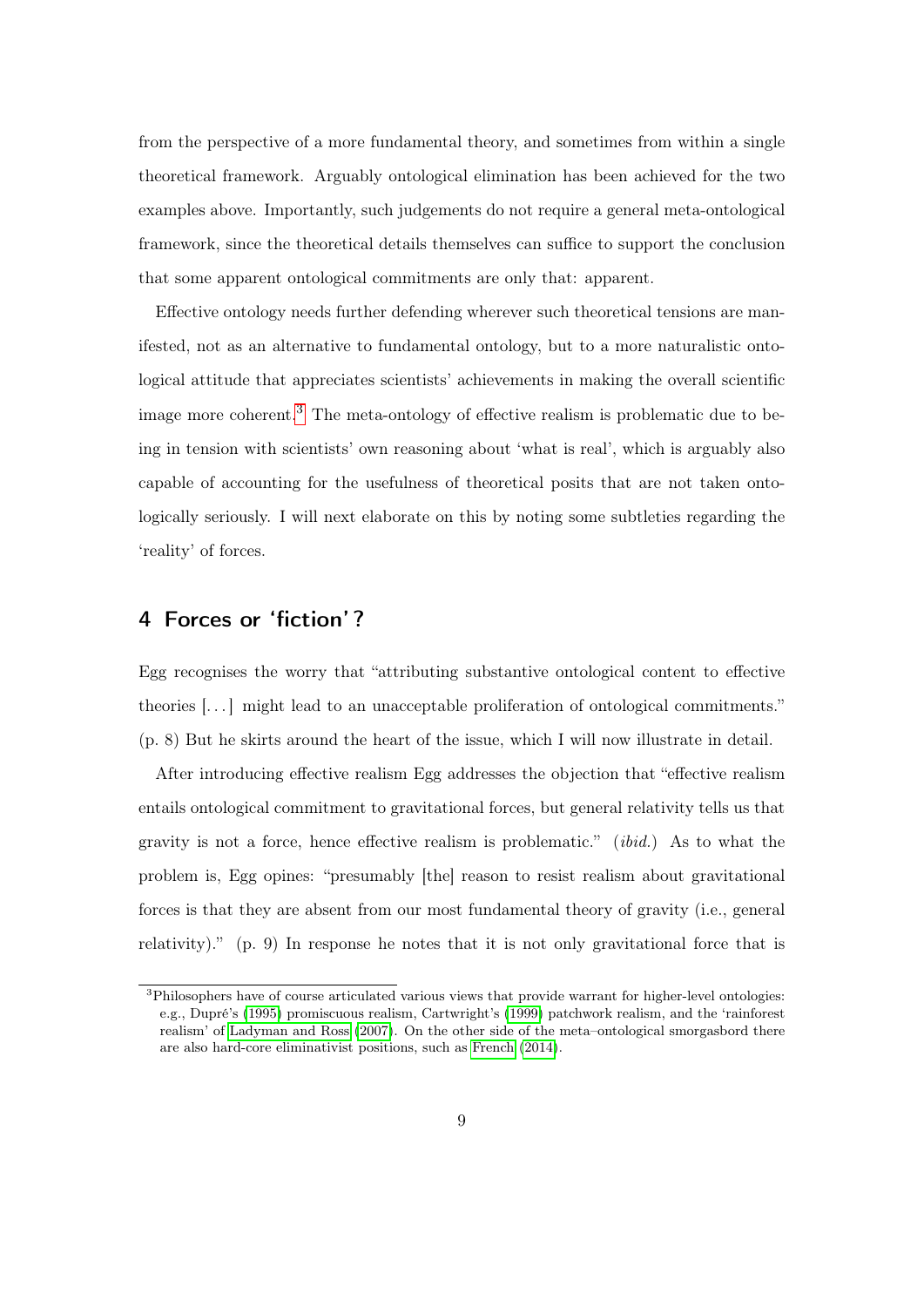from the perspective of a more fundamental theory, and sometimes from within a single theoretical framework. Arguably ontological elimination has been achieved for the two examples above. Importantly, such judgements do not require a general meta-ontological framework, since the theoretical details themselves can suffice to support the conclusion that some apparent ontological commitments are only that: apparent.

Effective ontology needs further defending wherever such theoretical tensions are manifested, not as an alternative to fundamental ontology, but to a more naturalistic ontological attitude that appreciates scientists' achievements in making the overall scientific image more coherent.[3] The meta-ontology of effective realism is problematic due to being in tension with scientists' own reasoning about 'what is real', which is arguably also capable of accounting for the usefulness of theoretical posits that are not taken ontologically seriously. I will next elaborate on this by noting some subtleties regarding the 'reality' of forces.

## 4 Forces or 'fiction'?

Egg recognises the worry that "attributing substantive ontological content to effective theories [...] might lead to an unacceptable proliferation of ontological commitments." (p. 8) But he skirts around the heart of the issue, which I will now illustrate in detail.

After introducing effective realism Egg addresses the objection that "effective realism entails ontological commitment to gravitational forces, but general relativity tells us that gravity is not a force, hence effective realism is problematic." (*ibid.*) As to what the problem is, Egg opines: "presumably [the] reason to resist realism about gravitational forces is that they are absent from our most fundamental theory of gravity (i.e., general relativity)." (p. 9) In response he notes that it is not only gravitational force that is

[3] Philosophers have of course articulated various views that provide warrant for higher-level ontologies: e.g., Dupré's (1995) promiscuous realism, Cartwright's (1999) patchwork realism, and the 'rainforest realism' of Ladyman and Ross (2007). On the other side of the meta–ontological smorgasbord there are also hard-core eliminativist positions, such as French (2014).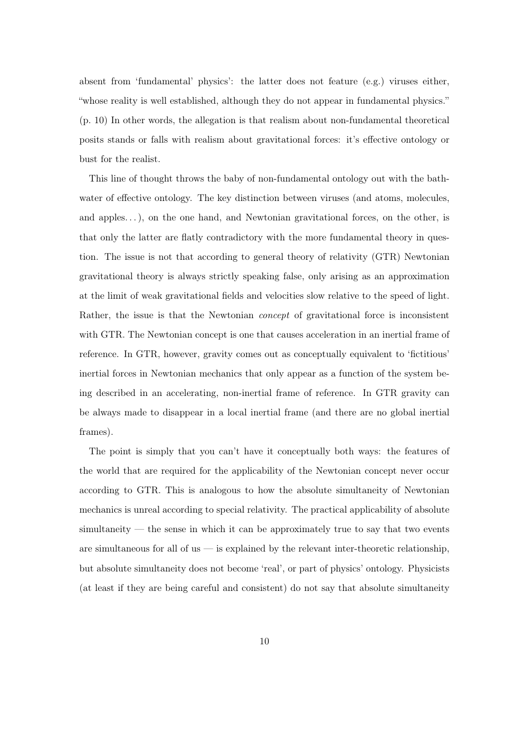absent from 'fundamental' physics': the latter does not feature (e.g.) viruses either, "whose reality is well established, although they do not appear in fundamental physics." (p. 10) In other words, the allegation is that realism about non-fundamental theoretical posits stands or falls with realism about gravitational forces: it's effective ontology or bust for the realist.

This line of thought throws the baby of non-fundamental ontology out with the bathwater of effective ontology. The key distinction between viruses (and atoms, molecules, and apples. . . ), on the one hand, and Newtonian gravitational forces, on the other, is that only the latter are flatly contradictory with the more fundamental theory in question. The issue is not that according to general theory of relativity (GTR) Newtonian gravitational theory is always strictly speaking false, only arising as an approximation at the limit of weak gravitational fields and velocities slow relative to the speed of light. Rather, the issue is that the Newtonian *concept* of gravitational force is inconsistent with GTR. The Newtonian concept is one that causes acceleration in an inertial frame of reference. In GTR, however, gravity comes out as conceptually equivalent to 'fictitious' inertial forces in Newtonian mechanics that only appear as a function of the system being described in an accelerating, non-inertial frame of reference. In GTR gravity can be always made to disappear in a local inertial frame (and there are no global inertial frames).

The point is simply that you can't have it conceptually both ways: the features of the world that are required for the applicability of the Newtonian concept never occur according to GTR. This is analogous to how the absolute simultaneity of Newtonian mechanics is unreal according to special relativity. The practical applicability of absolute simultaneity — the sense in which it can be approximately true to say that two events are simultaneous for all of us — is explained by the relevant inter-theoretic relationship, but absolute simultaneity does not become 'real', or part of physics' ontology. Physicists (at least if they are being careful and consistent) do not say that absolute simultaneity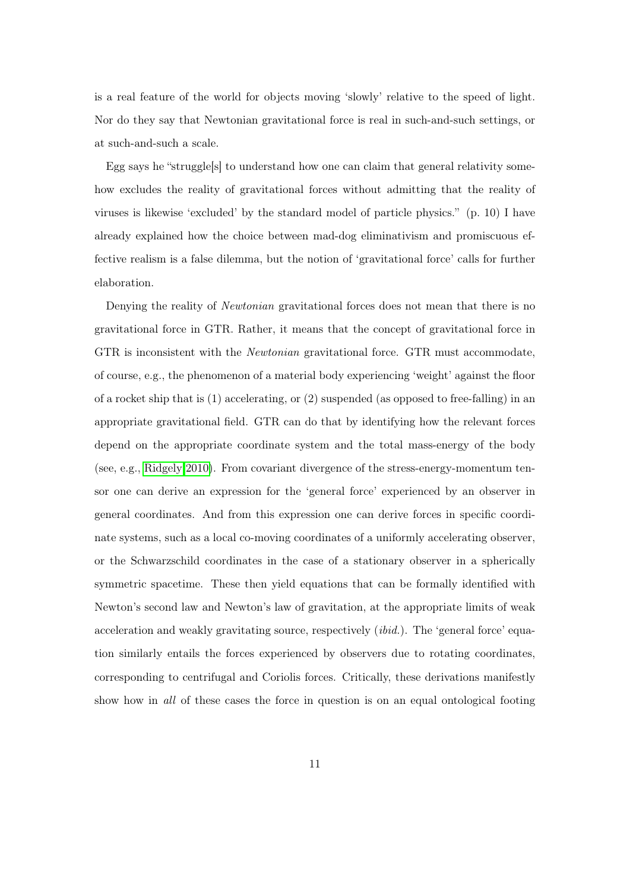is a real feature of the world for objects moving 'slowly' relative to the speed of light. Nor do they say that Newtonian gravitational force is real in such-and-such settings, or at such-and-such a scale.

Egg says he "struggle[s] to understand how one can claim that general relativity somehow excludes the reality of gravitational forces without admitting that the reality of viruses is likewise 'excluded' by the standard model of particle physics." (p. 10) I have already explained how the choice between mad-dog eliminativism and promiscuous effective realism is a false dilemma, but the notion of 'gravitational force' calls for further elaboration.

Denying the reality of *Newtonian* gravitational forces does not mean that there is no gravitational force in GTR. Rather, it means that the concept of gravitational force in GTR is inconsistent with the *Newtonian* gravitational force. GTR must accommodate, of course, e.g., the phenomenon of a material body experiencing 'weight' against the floor of a rocket ship that is (1) accelerating, or (2) suspended (as opposed to free-falling) in an appropriate gravitational field. GTR can do that by identifying how the relevant forces depend on the appropriate coordinate system and the total mass-energy of the body (see, e.g., Ridgely 2010). From covariant divergence of the stress-energy-momentum tensor one can derive an expression for the 'general force' experienced by an observer in general coordinates. And from this expression one can derive forces in specific coordinate systems, such as a local co-moving coordinates of a uniformly accelerating observer, or the Schwarzschild coordinates in the case of a stationary observer in a spherically symmetric spacetime. These then yield equations that can be formally identified with Newton's second law and Newton's law of gravitation, at the appropriate limits of weak acceleration and weakly gravitating source, respectively (*ibid.*). The 'general force' equation similarly entails the forces experienced by observers due to rotating coordinates, corresponding to centrifugal and Coriolis forces. Critically, these derivations manifestly show how in *all* of these cases the force in question is on an equal ontological footing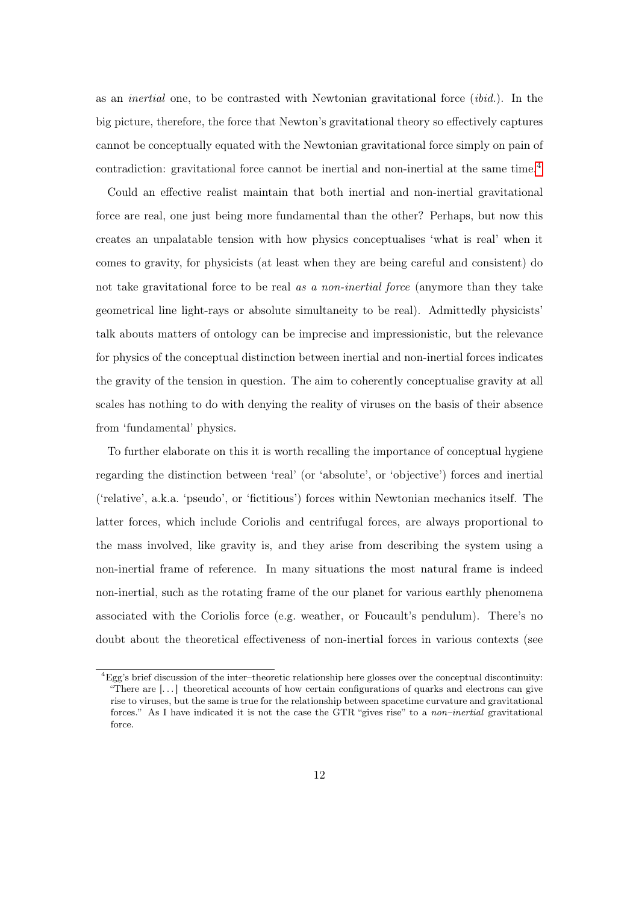as an *inertial* one, to be contrasted with Newtonian gravitational force (*ibid.*). In the big picture, therefore, the force that Newton's gravitational theory so effectively captures cannot be conceptually equated with the Newtonian gravitational force simply on pain of contradiction: gravitational force cannot be inertial and non-inertial at the same time.[4]

Could an effective realist maintain that both inertial and non-inertial gravitational force are real, one just being more fundamental than the other? Perhaps, but now this creates an unpalatable tension with how physics conceptualises 'what is real' when it comes to gravity, for physicists (at least when they are being careful and consistent) do not take gravitational force to be real *as a non-inertial force* (anymore than they take geometrical line light-rays or absolute simultaneity to be real). Admittedly physicists' talk abouts matters of ontology can be imprecise and impressionistic, but the relevance for physics of the conceptual distinction between inertial and non-inertial forces indicates the gravity of the tension in question. The aim to coherently conceptualise gravity at all scales has nothing to do with denying the reality of viruses on the basis of their absence from 'fundamental' physics.

To further elaborate on this it is worth recalling the importance of conceptual hygiene regarding the distinction between 'real' (or 'absolute', or 'objective') forces and inertial ('relative', a.k.a. 'pseudo', or 'fictitious') forces within Newtonian mechanics itself. The latter forces, which include Coriolis and centrifugal forces, are always proportional to the mass involved, like gravity is, and they arise from describing the system using a non-inertial frame of reference. In many situations the most natural frame is indeed non-inertial, such as the rotating frame of the our planet for various earthly phenomena associated with the Coriolis force (e.g. weather, or Foucault's pendulum). There's no doubt about the theoretical effectiveness of non-inertial forces in various contexts (see

[4] Egg's brief discussion of the inter–theoretic relationship here glosses over the conceptual discontinuity: "There are [...] theoretical accounts of how certain configurations of quarks and electrons can give rise to viruses, but the same is true for the relationship between spacetime curvature and gravitational forces." As I have indicated it is not the case the GTR "gives rise" to a *non–inertial* gravitational force.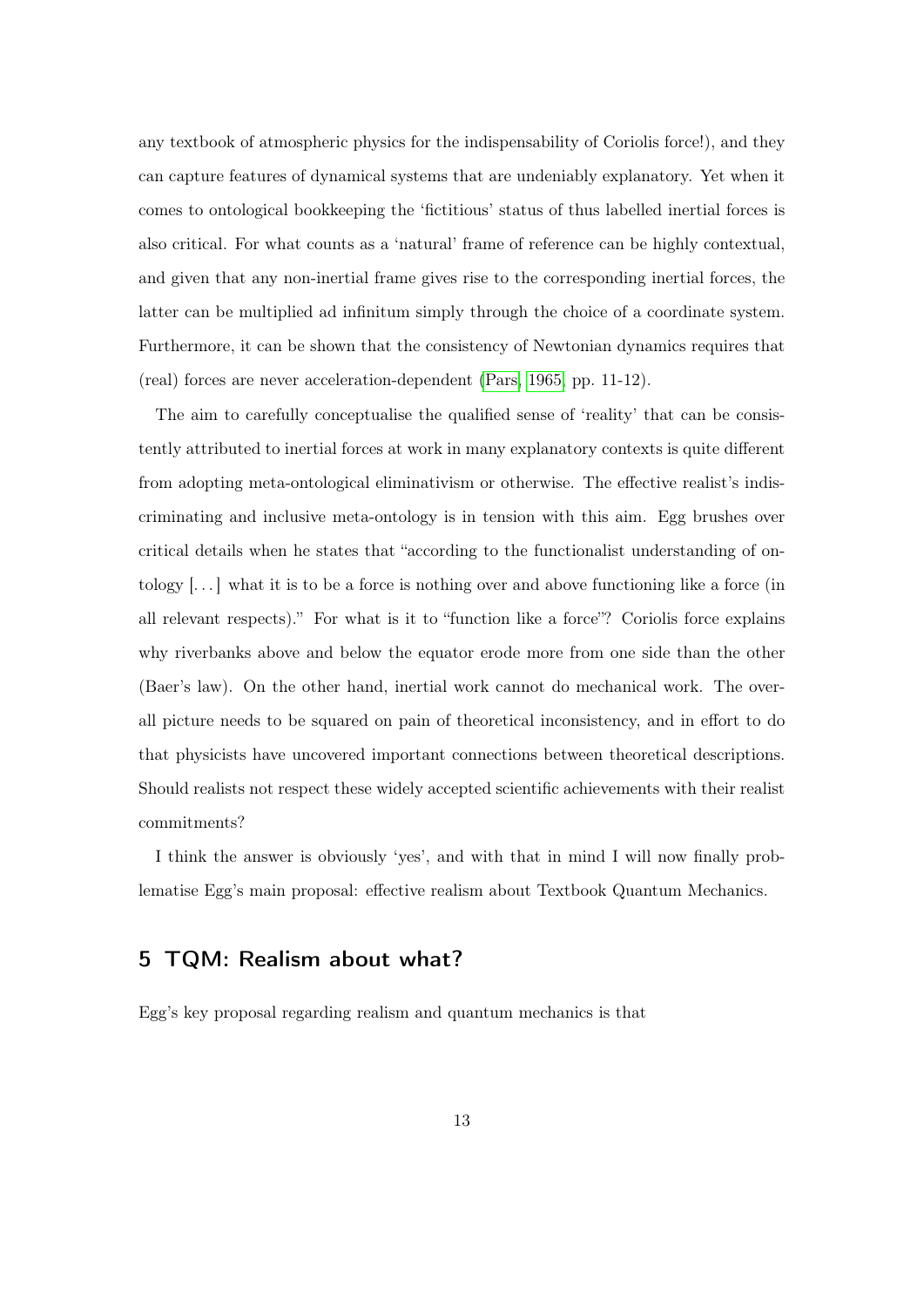any textbook of atmospheric physics for the indispensability of Coriolis force!), and they can capture features of dynamical systems that are undeniably explanatory. Yet when it comes to ontological bookkeeping the 'fictitious' status of thus labelled inertial forces is also critical. For what counts as a 'natural' frame of reference can be highly contextual, and given that any non-inertial frame gives rise to the corresponding inertial forces, the latter can be multiplied ad infinitum simply through the choice of a coordinate system. Furthermore, it can be shown that the consistency of Newtonian dynamics requires that (real) forces are never acceleration-dependent (Pars, 1965, pp. 11-12).

The aim to carefully conceptualise the qualified sense of 'reality' that can be consistently attributed to inertial forces at work in many explanatory contexts is quite different from adopting meta-ontological eliminativism or otherwise. The effective realist's indiscriminating and inclusive meta-ontology is in tension with this aim. Egg brushes over critical details when he states that "according to the functionalist understanding of ontology [. . . ] what it is to be a force is nothing over and above functioning like a force (in all relevant respects)." For what is it to "function like a force"? Coriolis force explains why riverbanks above and below the equator erode more from one side than the other (Baer's law). On the other hand, inertial work cannot do mechanical work. The overall picture needs to be squared on pain of theoretical inconsistency, and in effort to do that physicists have uncovered important connections between theoretical descriptions. Should realists not respect these widely accepted scientific achievements with their realist commitments?

I think the answer is obviously 'yes', and with that in mind I will now finally problematise Egg's main proposal: effective realism about Textbook Quantum Mechanics.

## 5 TQM: Realism about what?

Egg's key proposal regarding realism and quantum mechanics is that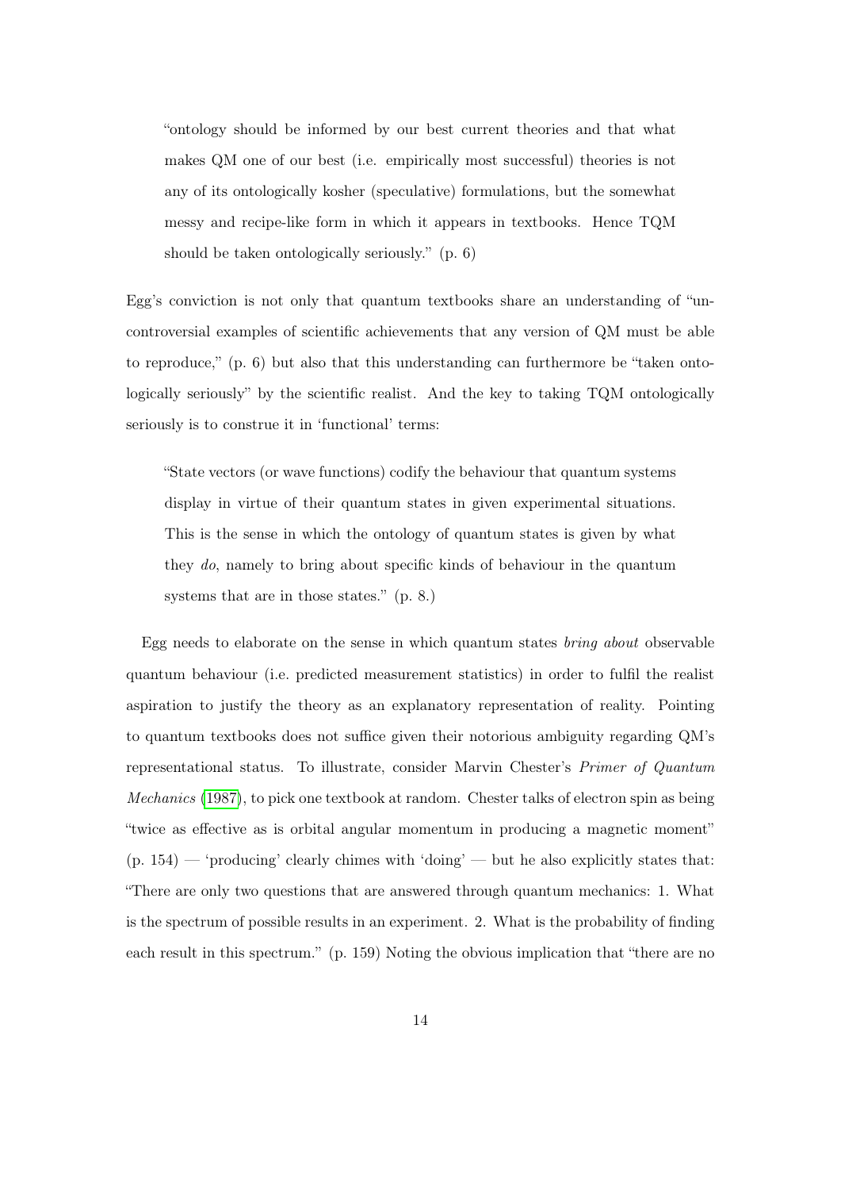> "ontology should be informed by our best current theories and that what makes QM one of our best (i.e. empirically most successful) theories is not any of its ontologically kosher (speculative) formulations, but the somewhat messy and recipe-like form in which it appears in textbooks. Hence TQM should be taken ontologically seriously." (p. 6)

Egg's conviction is not only that quantum textbooks share an understanding of "uncontroversial examples of scientific achievements that any version of QM must be able to reproduce," (p. 6) but also that this understanding can furthermore be "taken ontologically seriously" by the scientific realist. And the key to taking TQM ontologically seriously is to construe it in 'functional' terms:

> "State vectors (or wave functions) codify the behaviour that quantum systems display in virtue of their quantum states in given experimental situations. This is the sense in which the ontology of quantum states is given by what they *do*, namely to bring about specific kinds of behaviour in the quantum systems that are in those states." (p. 8.)

Egg needs to elaborate on the sense in which quantum states *bring about* observable quantum behaviour (i.e. predicted measurement statistics) in order to fulfil the realist aspiration to justify the theory as an explanatory representation of reality. Pointing to quantum textbooks does not suffice given their notorious ambiguity regarding QM's representational status. To illustrate, consider Marvin Chester's *Primer of Quantum Mechanics* (1987), to pick one textbook at random. Chester talks of electron spin as being "twice as effective as is orbital angular momentum in producing a magnetic moment" (p. 154) — 'producing' clearly chimes with 'doing' — but he also explicitly states that: "There are only two questions that are answered through quantum mechanics: 1. What is the spectrum of possible results in an experiment. 2. What is the probability of finding each result in this spectrum." (p. 159) Noting the obvious implication that "there are no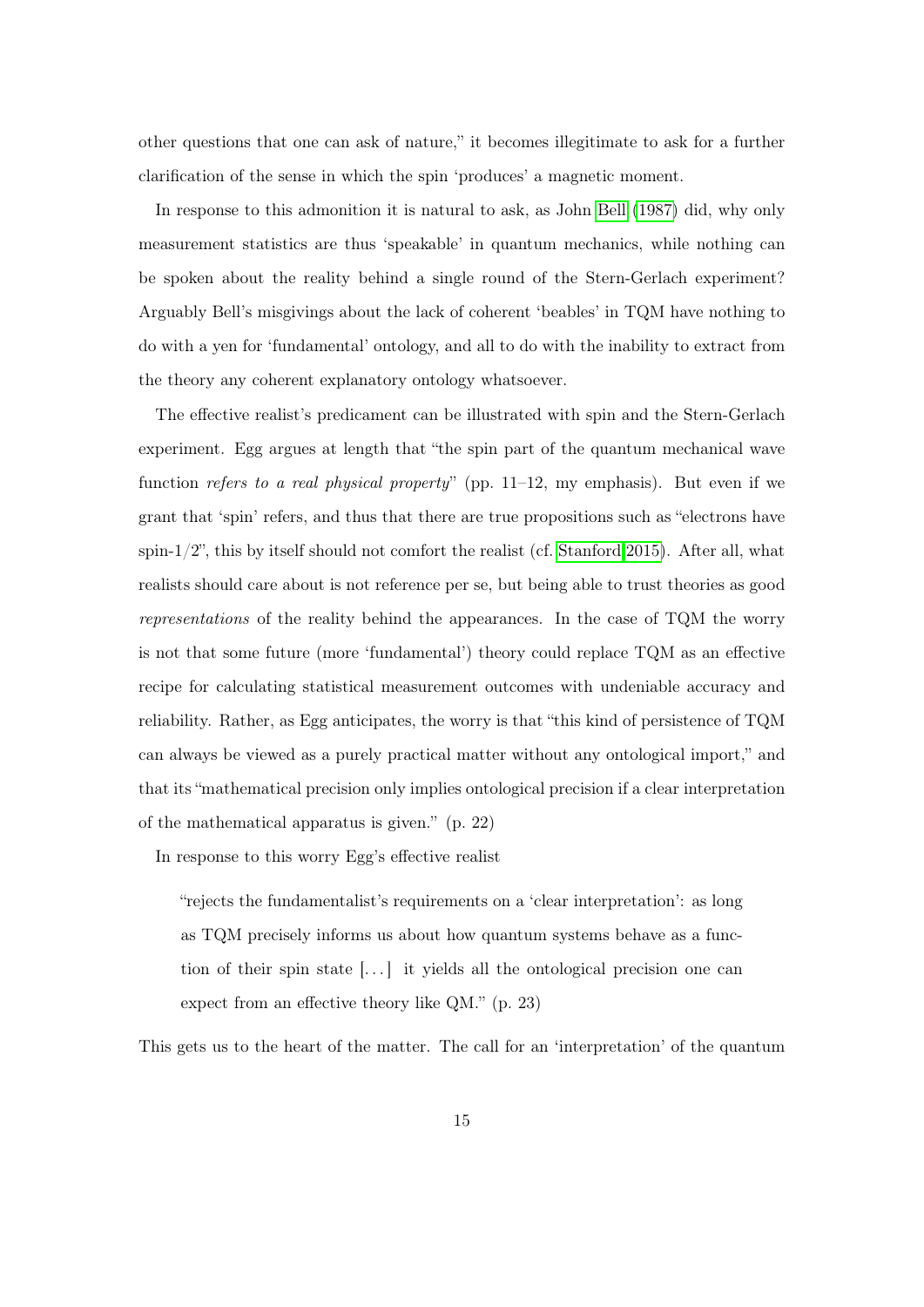other questions that one can ask of nature," it becomes illegitimate to ask for a further clarification of the sense in which the spin 'produces' a magnetic moment.

In response to this admonition it is natural to ask, as John Bell (1987) did, why only measurement statistics are thus 'speakable' in quantum mechanics, while nothing can be spoken about the reality behind a single round of the Stern-Gerlach experiment? Arguably Bell's misgivings about the lack of coherent 'beables' in TQM have nothing to do with a yen for 'fundamental' ontology, and all to do with the inability to extract from the theory any coherent explanatory ontology whatsoever.

The effective realist's predicament can be illustrated with spin and the Stern-Gerlach experiment. Egg argues at length that "the spin part of the quantum mechanical wave function *refers to a real physical property*" (pp. 11–12, my emphasis). But even if we grant that 'spin' refers, and thus that there are true propositions such as "electrons have spin-1/2", this by itself should not comfort the realist (cf. Stanford 2015). After all, what realists should care about is not reference per se, but being able to trust theories as good *representations* of the reality behind the appearances. In the case of TQM the worry is not that some future (more 'fundamental') theory could replace TQM as an effective recipe for calculating statistical measurement outcomes with undeniable accuracy and reliability. Rather, as Egg anticipates, the worry is that "this kind of persistence of TQM can always be viewed as a purely practical matter without any ontological import," and that its "mathematical precision only implies ontological precision if a clear interpretation of the mathematical apparatus is given." (p. 22)

In response to this worry Egg's effective realist

> "rejects the fundamentalist's requirements on a 'clear interpretation': as long as TQM precisely informs us about how quantum systems behave as a function of their spin state [. . . ] it yields all the ontological precision one can expect from an effective theory like QM." (p. 23)

This gets us to the heart of the matter. The call for an 'interpretation' of the quantum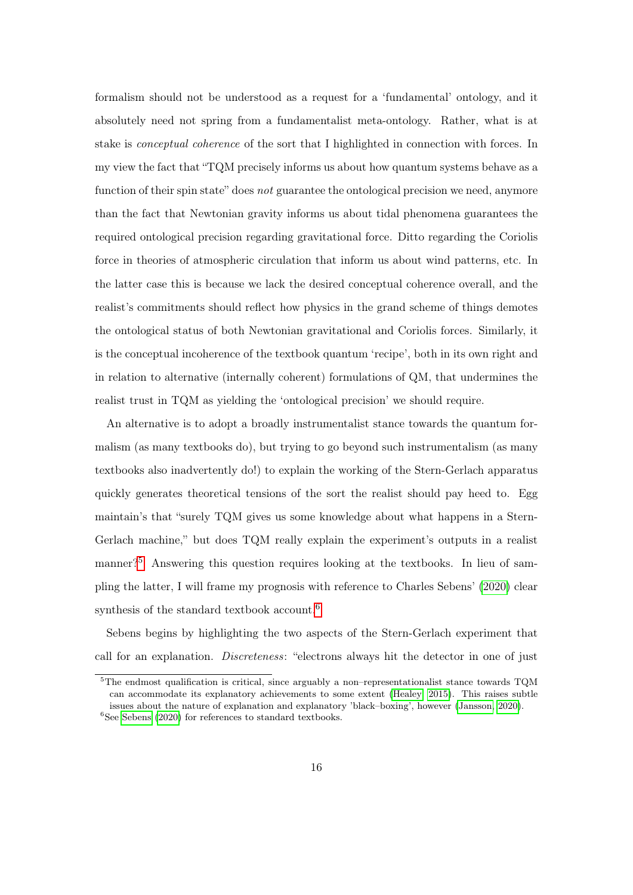formalism should not be understood as a request for a 'fundamental' ontology, and it absolutely need not spring from a fundamentalist meta-ontology. Rather, what is at stake is *conceptual coherence* of the sort that I highlighted in connection with forces. In my view the fact that "TQM precisely informs us about how quantum systems behave as a function of their spin state" does *not* guarantee the ontological precision we need, anymore than the fact that Newtonian gravity informs us about tidal phenomena guarantees the required ontological precision regarding gravitational force. Ditto regarding the Coriolis force in theories of atmospheric circulation that inform us about wind patterns, etc. In the latter case this is because we lack the desired conceptual coherence overall, and the realist's commitments should reflect how physics in the grand scheme of things demotes the ontological status of both Newtonian gravitational and Coriolis forces. Similarly, it is the conceptual incoherence of the textbook quantum 'recipe', both in its own right and in relation to alternative (internally coherent) formulations of QM, that undermines the realist trust in TQM as yielding the 'ontological precision' we should require.

An alternative is to adopt a broadly instrumentalist stance towards the quantum formalism (as many textbooks do), but trying to go beyond such instrumentalism (as many textbooks also inadvertently do!) to explain the working of the Stern-Gerlach apparatus quickly generates theoretical tensions of the sort the realist should pay heed to. Egg maintain's that "surely TQM gives us some knowledge about what happens in a Stern-Gerlach machine," but does TQM really explain the experiment's outputs in a realist manner?[5] Answering this question requires looking at the textbooks. In lieu of sampling the latter, I will frame my prognosis with reference to Charles Sebens' (2020) clear synthesis of the standard textbook account.[6]

Sebens begins by highlighting the two aspects of the Stern-Gerlach experiment that call for an explanation. *Discreteness*: "electrons always hit the detector in one of just

[5] The endmost qualification is critical, since arguably a non–representationalist stance towards TQM can accommodate its explanatory achievements to some extent (Healey, 2015). This raises subtle issues about the nature of explanation and explanatory 'black–boxing', however (Jansson, 2020).

[6] See Sebens (2020) for references to standard textbooks.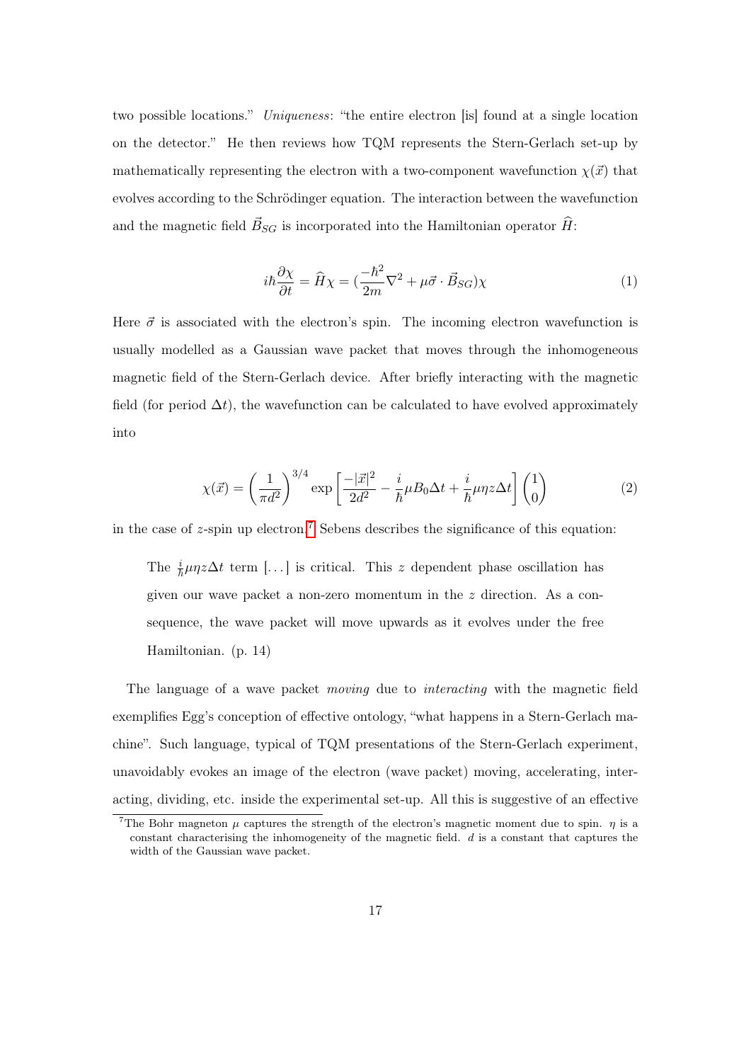two possible locations." *Uniqueness*: "the entire electron [is] found at a single location on the detector." He then reviews how TQM represents the Stern-Gerlach set-up by mathematically representing the electron with a two-component wavefunction $\chi(\vec{x})$ that evolves according to the Schrödinger equation. The interaction between the wavefunction and the magnetic field $\vec{B}_{SG}$ is incorporated into the Hamiltonian operator $\widehat{H}$:

$$i\hbar\frac{\partial \chi}{\partial t} = \widehat{H}\chi = (\frac{-\hbar^2}{2m}\nabla^2 + \mu\vec{\sigma}\cdot\vec{B}_{SG})\chi \tag{1}$$

Here $\vec{\sigma}$ is associated with the electron's spin. The incoming electron wavefunction is usually modelled as a Gaussian wave packet that moves through the inhomogeneous magnetic field of the Stern-Gerlach device. After briefly interacting with the magnetic field (for period $\Delta t$), the wavefunction can be calculated to have evolved approximately into

$$\chi(\vec{x}) = \left(\frac{1}{\pi d^2}\right)^{3/4} \exp\left[\frac{-|\vec{x}|^2}{2d^2} - \frac{i}{\hbar}\mu B_0 \Delta t + \frac{i}{\hbar}\mu\eta z \Delta t\right]\begin{pmatrix}1\\0\end{pmatrix} \tag{2}$$

in the case of $z$-spin up electron.[7] Sebens describes the significance of this equation:

> The $\frac{i}{\hbar}\mu\eta z\Delta t$ term [...] is critical. This $z$ dependent phase oscillation has given our wave packet a non-zero momentum in the $z$ direction. As a consequence, the wave packet will move upwards as it evolves under the free Hamiltonian. (p. 14)

The language of a wave packet *moving* due to *interacting* with the magnetic field exemplifies Egg's conception of effective ontology, "what happens in a Stern-Gerlach machine". Such language, typical of TQM presentations of the Stern-Gerlach experiment, unavoidably evokes an image of the electron (wave packet) moving, accelerating, interacting, dividing, etc. inside the experimental set-up. All this is suggestive of an effective

[7] The Bohr magneton $\mu$ captures the strength of the electron's magnetic moment due to spin. $\eta$ is a constant characterising the inhomogeneity of the magnetic field. $d$ is a constant that captures the width of the Gaussian wave packet.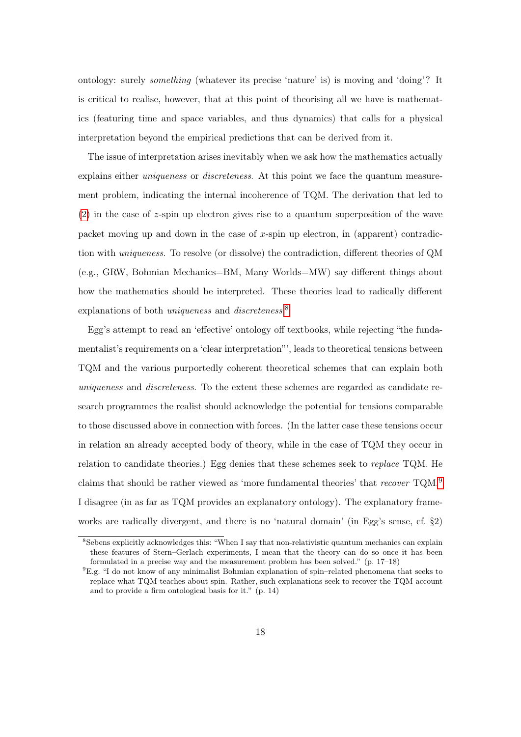ontology: surely *something* (whatever its precise 'nature' is) is moving and 'doing'? It is critical to realise, however, that at this point of theorising all we have is mathematics (featuring time and space variables, and thus dynamics) that calls for a physical interpretation beyond the empirical predictions that can be derived from it.

The issue of interpretation arises inevitably when we ask how the mathematics actually explains either *uniqueness* or *discreteness*. At this point we face the quantum measurement problem, indicating the internal incoherence of TQM. The derivation that led to (2) in the case of $z$-spin up electron gives rise to a quantum superposition of the wave packet moving up and down in the case of $x$-spin up electron, in (apparent) contradiction with *uniqueness*. To resolve (or dissolve) the contradiction, different theories of QM (e.g., GRW, Bohmian Mechanics=BM, Many Worlds=MW) say different things about how the mathematics should be interpreted. These theories lead to radically different explanations of both *uniqueness* and *discreteness*.[8]

Egg's attempt to read an 'effective' ontology off textbooks, while rejecting "the fundamentalist's requirements on a 'clear interpretation"', leads to theoretical tensions between TQM and the various purportedly coherent theoretical schemes that can explain both *uniqueness* and *discreteness*. To the extent these schemes are regarded as candidate research programmes the realist should acknowledge the potential for tensions comparable to those discussed above in connection with forces. (In the latter case these tensions occur in relation an already accepted body of theory, while in the case of TQM they occur in relation to candidate theories.) Egg denies that these schemes seek to *replace* TQM. He claims that should be rather viewed as 'more fundamental theories' that *recover* TQM.[9] I disagree (in as far as TQM provides an explanatory ontology). The explanatory frameworks are radically divergent, and there is no 'natural domain' (in Egg's sense, cf. §2)

[8] Sebens explicitly acknowledges this: "When I say that non-relativistic quantum mechanics can explain these features of Stern–Gerlach experiments, I mean that the theory can do so once it has been formulated in a precise way and the measurement problem has been solved." (p. 17–18)

[9] E.g. "I do not know of any minimalist Bohmian explanation of spin–related phenomena that seeks to replace what TQM teaches about spin. Rather, such explanations seek to recover the TQM account and to provide a firm ontological basis for it." (p. 14)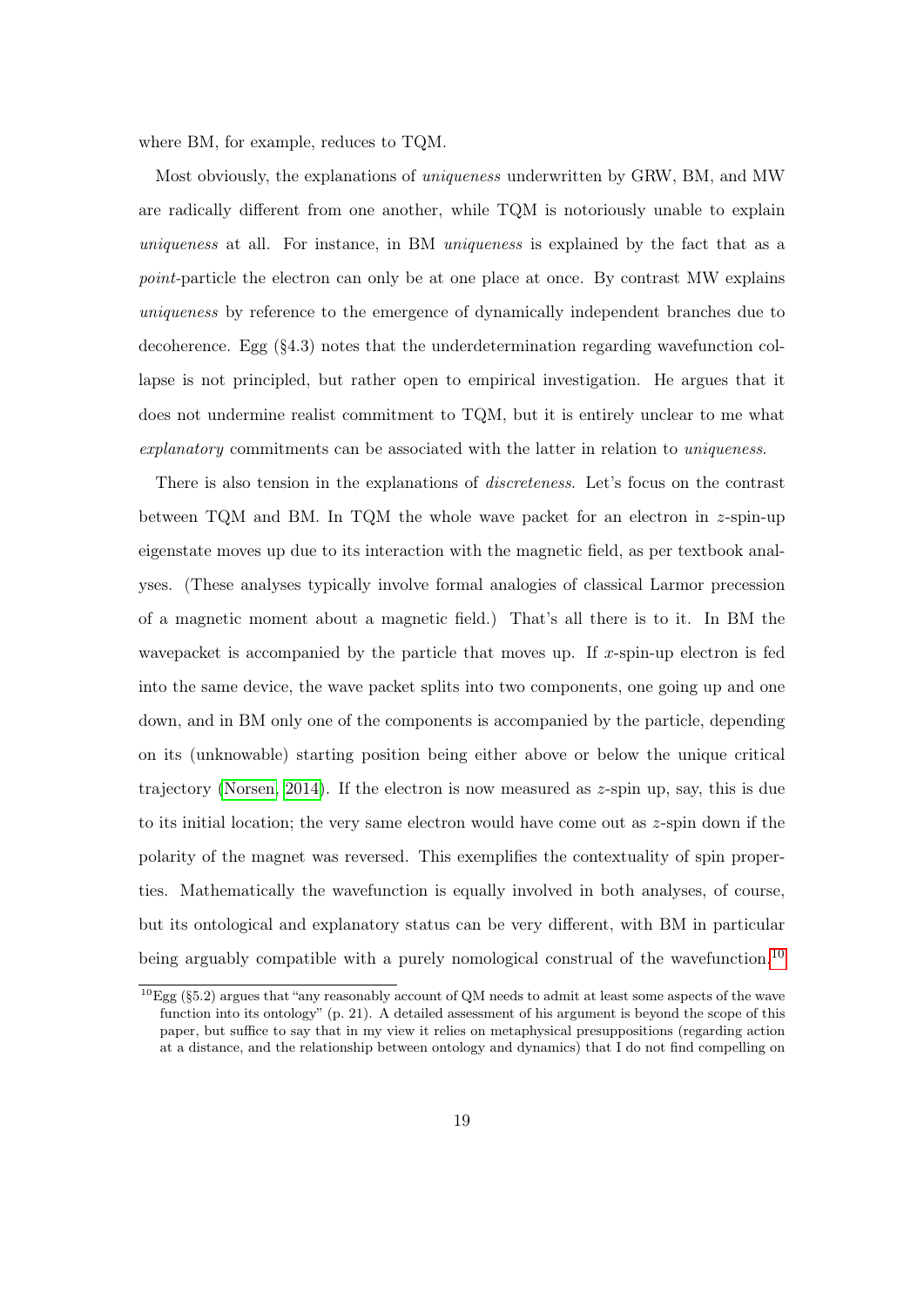where BM, for example, reduces to TQM.

Most obviously, the explanations of *uniqueness* underwritten by GRW, BM, and MW are radically different from one another, while TQM is notoriously unable to explain *uniqueness* at all. For instance, in BM *uniqueness* is explained by the fact that as a *point*-particle the electron can only be at one place at once. By contrast MW explains *uniqueness* by reference to the emergence of dynamically independent branches due to decoherence. Egg (§4.3) notes that the underdetermination regarding wavefunction collapse is not principled, but rather open to empirical investigation. He argues that it does not undermine realist commitment to TQM, but it is entirely unclear to me what *explanatory* commitments can be associated with the latter in relation to *uniqueness*.

There is also tension in the explanations of *discreteness*. Let's focus on the contrast between TQM and BM. In TQM the whole wave packet for an electron in $z$-spin-up eigenstate moves up due to its interaction with the magnetic field, as per textbook analyses. (These analyses typically involve formal analogies of classical Larmor precession of a magnetic moment about a magnetic field.) That's all there is to it. In BM the wavepacket is accompanied by the particle that moves up. If $x$-spin-up electron is fed into the same device, the wave packet splits into two components, one going up and one down, and in BM only one of the components is accompanied by the particle, depending on its (unknowable) starting position being either above or below the unique critical trajectory (Norsen, 2014). If the electron is now measured as $z$-spin up, say, this is due to its initial location; the very same electron would have come out as $z$-spin down if the polarity of the magnet was reversed. This exemplifies the contextuality of spin properties. Mathematically the wavefunction is equally involved in both analyses, of course, but its ontological and explanatory status can be very different, with BM in particular being arguably compatible with a purely nomological construal of the wavefunction.[10]

[10] Egg (§5.2) argues that "any reasonably account of QM needs to admit at least some aspects of the wave function into its ontology" (p. 21). A detailed assessment of his argument is beyond the scope of this paper, but suffice to say that in my view it relies on metaphysical presuppositions (regarding action at a distance, and the relationship between ontology and dynamics) that I do not find compelling on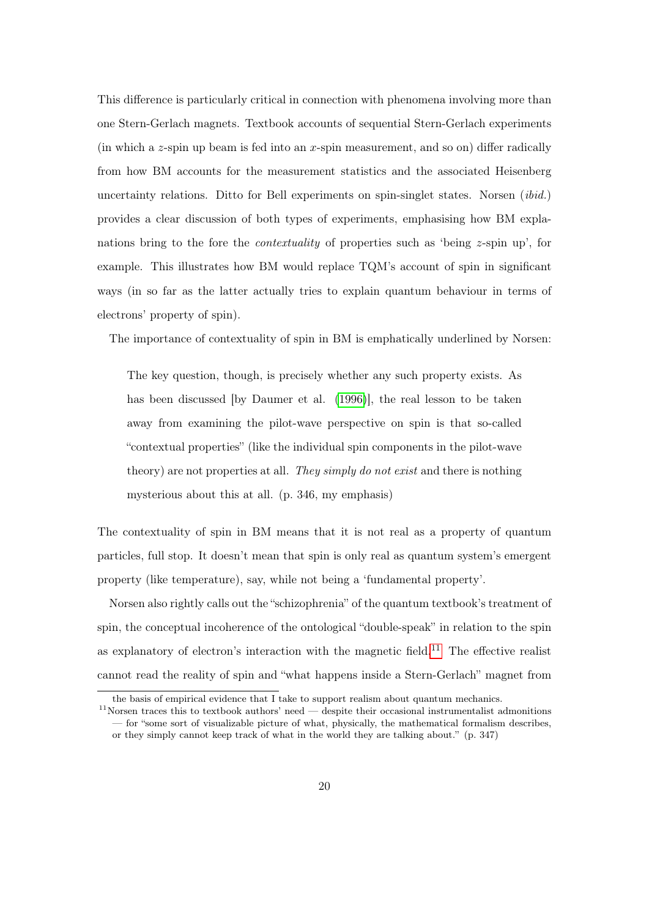This difference is particularly critical in connection with phenomena involving more than one Stern-Gerlach magnets. Textbook accounts of sequential Stern-Gerlach experiments (in which a $z$-spin up beam is fed into an $x$-spin measurement, and so on) differ radically from how BM accounts for the measurement statistics and the associated Heisenberg uncertainty relations. Ditto for Bell experiments on spin-singlet states. Norsen (*ibid.*) provides a clear discussion of both types of experiments, emphasising how BM explanations bring to the fore the *contextuality* of properties such as 'being $z$-spin up', for example. This illustrates how BM would replace TQM's account of spin in significant ways (in so far as the latter actually tries to explain quantum behaviour in terms of electrons' property of spin).

The importance of contextuality of spin in BM is emphatically underlined by Norsen:

> The key question, though, is precisely whether any such property exists. As has been discussed [by Daumer et al. (1996)], the real lesson to be taken away from examining the pilot-wave perspective on spin is that so-called "contextual properties" (like the individual spin components in the pilot-wave theory) are not properties at all. *They simply do not exist* and there is nothing mysterious about this at all. (p. 346, my emphasis)

The contextuality of spin in BM means that it is not real as a property of quantum particles, full stop. It doesn't mean that spin is only real as quantum system's emergent property (like temperature), say, while not being a 'fundamental property'.

Norsen also rightly calls out the "schizophrenia" of the quantum textbook's treatment of spin, the conceptual incoherence of the ontological "double-speak" in relation to the spin as explanatory of electron's interaction with the magnetic field.[11] The effective realist cannot read the reality of spin and "what happens inside a Stern-Gerlach" magnet from

---

the basis of empirical evidence that I take to support realism about quantum mechanics.

[11] Norsen traces this to textbook authors' need — despite their occasional instrumentalist admonitions — for "some sort of visualizable picture of what, physically, the mathematical formalism describes, or they simply cannot keep track of what in the world they are talking about." (p. 347)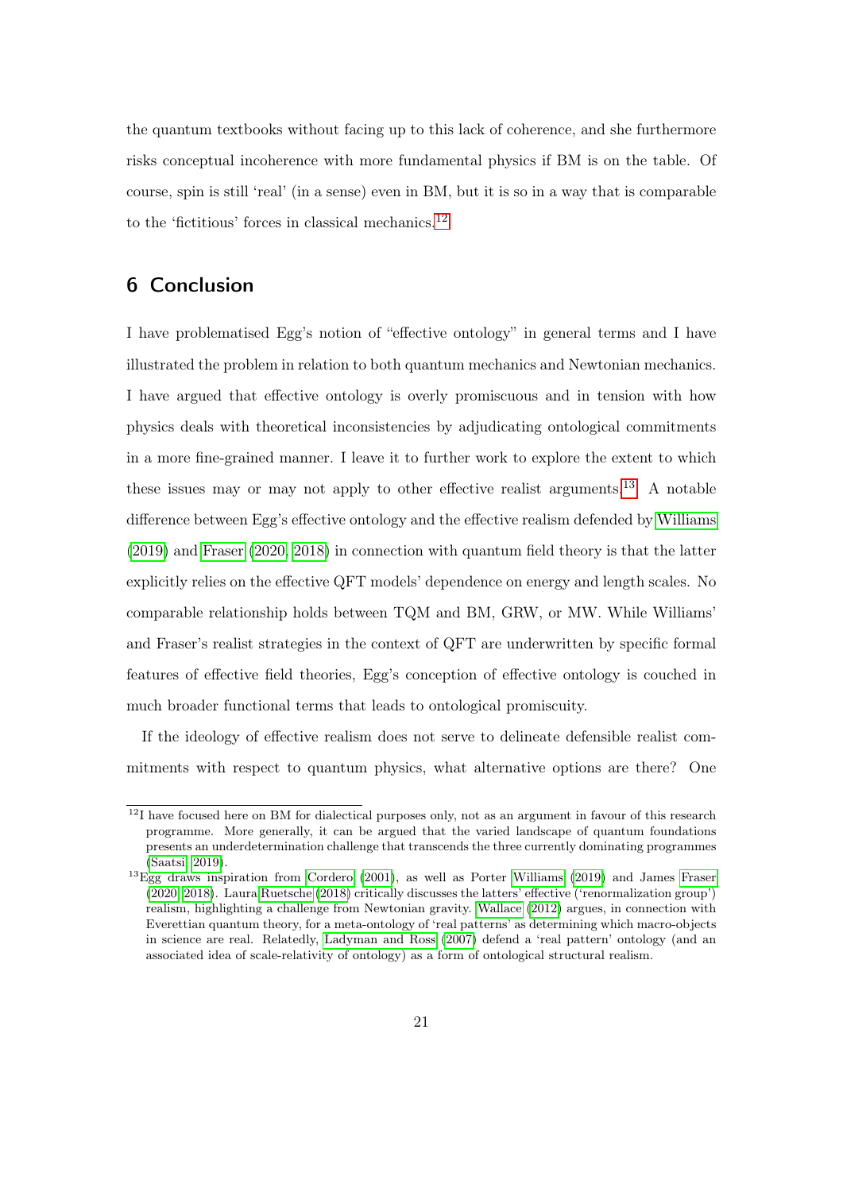the quantum textbooks without facing up to this lack of coherence, and she furthermore risks conceptual incoherence with more fundamental physics if BM is on the table. Of course, spin is still 'real' (in a sense) even in BM, but it is so in a way that is comparable to the 'fictitious' forces in classical mechanics.[12]

## 6 Conclusion

I have problematised Egg's notion of "effective ontology" in general terms and I have illustrated the problem in relation to both quantum mechanics and Newtonian mechanics. I have argued that effective ontology is overly promiscuous and in tension with how physics deals with theoretical inconsistencies by adjudicating ontological commitments in a more fine-grained manner. I leave it to further work to explore the extent to which these issues may or may not apply to other effective realist arguments.[13] A notable difference between Egg's effective ontology and the effective realism defended by Williams (2019) and Fraser (2020, 2018) in connection with quantum field theory is that the latter explicitly relies on the effective QFT models' dependence on energy and length scales. No comparable relationship holds between TQM and BM, GRW, or MW. While Williams' and Fraser's realist strategies in the context of QFT are underwritten by specific formal features of effective field theories, Egg's conception of effective ontology is couched in much broader functional terms that leads to ontological promiscuity.

If the ideology of effective realism does not serve to delineate defensible realist commitments with respect to quantum physics, what alternative options are there? One

---

[12] I have focused here on BM for dialectical purposes only, not as an argument in favour of this research programme. More generally, it can be argued that the varied landscape of quantum foundations presents an underdetermination challenge that transcends the three currently dominating programmes (Saatsi, 2019).

[13] Egg draws inspiration from Cordero (2001), as well as Porter Williams (2019) and James Fraser (2020, 2018). Laura Ruetsche (2018) critically discusses the latters' effective ('renormalization group') realism, highlighting a challenge from Newtonian gravity. Wallace (2012) argues, in connection with Everettian quantum theory, for a meta-ontology of 'real patterns' as determining which macro-objects in science are real. Relatedly, Ladyman and Ross (2007) defend a 'real pattern' ontology (and an associated idea of scale-relativity of ontology) as a form of ontological structural realism.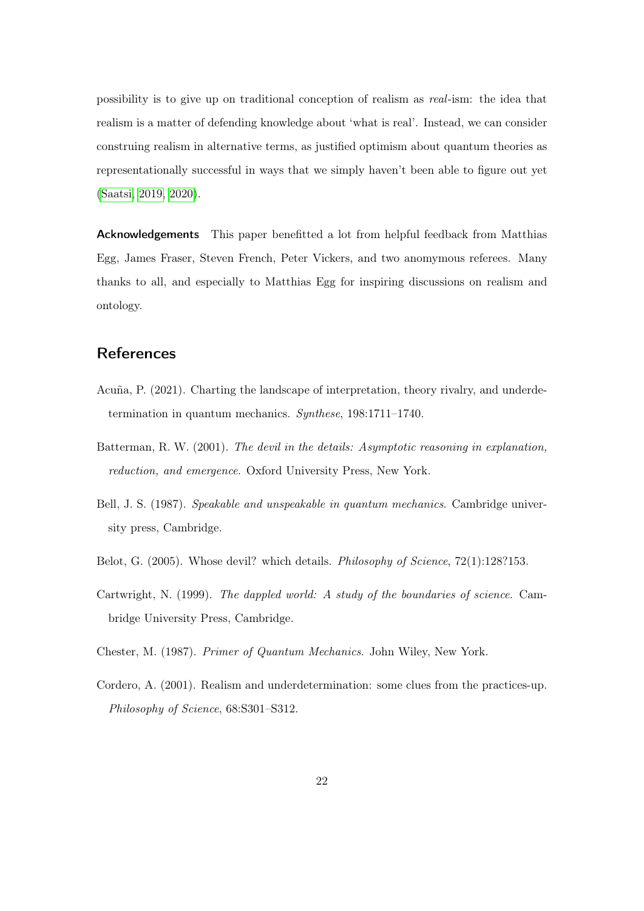possibility is to give up on traditional conception of realism as *real*-ism: the idea that realism is a matter of defending knowledge about 'what is real'. Instead, we can consider construing realism in alternative terms, as justified optimism about quantum theories as representationally successful in ways that we simply haven't been able to figure out yet (Saatsi, 2019, 2020).

**Acknowledgements** This paper benefitted a lot from helpful feedback from Matthias Egg, James Fraser, Steven French, Peter Vickers, and two anomymous referees. Many thanks to all, and especially to Matthias Egg for inspiring discussions on realism and ontology.

## References

Acuña, P. (2021). Charting the landscape of interpretation, theory rivalry, and underdetermination in quantum mechanics. *Synthese*, 198:1711–1740.

Batterman, R. W. (2001). *The devil in the details: Asymptotic reasoning in explanation, reduction, and emergence*. Oxford University Press, New York.

Bell, J. S. (1987). *Speakable and unspeakable in quantum mechanics*. Cambridge university press, Cambridge.

Belot, G. (2005). Whose devil? which details. *Philosophy of Science*, 72(1):128?153.

Cartwright, N. (1999). *The dappled world: A study of the boundaries of science*. Cambridge University Press, Cambridge.

Chester, M. (1987). *Primer of Quantum Mechanics*. John Wiley, New York.

Cordero, A. (2001). Realism and underdetermination: some clues from the practices-up. *Philosophy of Science*, 68:S301–S312.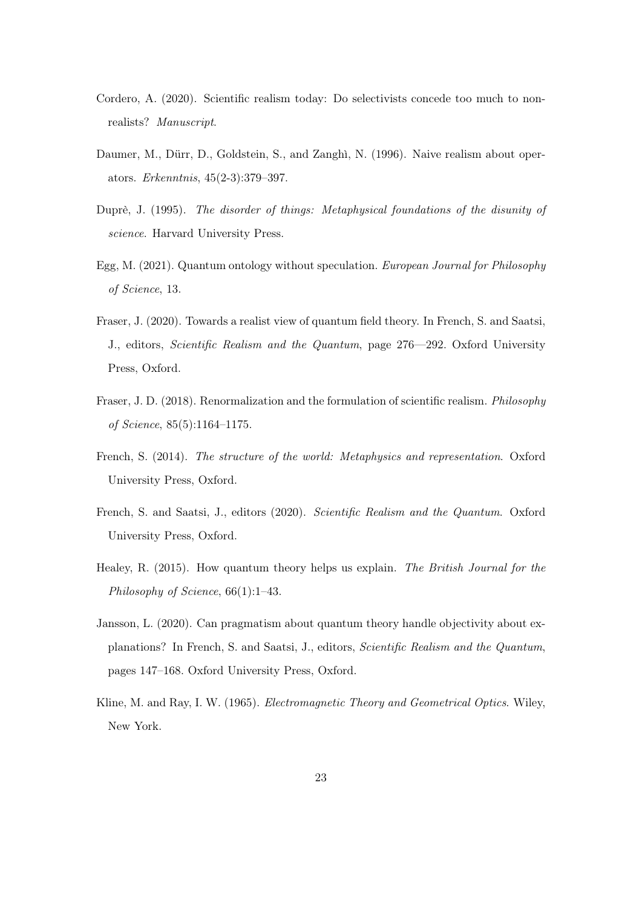Cordero, A. (2020). Scientific realism today: Do selectivists concede too much to non-realists? *Manuscript*.

Daumer, M., Dürr, D., Goldstein, S., and Zanghì, N. (1996). Naive realism about operators. *Erkenntnis*, 45(2-3):379–397.

Duprè, J. (1995). *The disorder of things: Metaphysical foundations of the disunity of science*. Harvard University Press.

Egg, M. (2021). Quantum ontology without speculation. *European Journal for Philosophy of Science*, 13.

Fraser, J. (2020). Towards a realist view of quantum field theory. In French, S. and Saatsi, J., editors, *Scientific Realism and the Quantum*, page 276—292. Oxford University Press, Oxford.

Fraser, J. D. (2018). Renormalization and the formulation of scientific realism. *Philosophy of Science*, 85(5):1164–1175.

French, S. (2014). *The structure of the world: Metaphysics and representation*. Oxford University Press, Oxford.

French, S. and Saatsi, J., editors (2020). *Scientific Realism and the Quantum*. Oxford University Press, Oxford.

Healey, R. (2015). How quantum theory helps us explain. *The British Journal for the Philosophy of Science*, 66(1):1–43.

Jansson, L. (2020). Can pragmatism about quantum theory handle objectivity about explanations? In French, S. and Saatsi, J., editors, *Scientific Realism and the Quantum*, pages 147–168. Oxford University Press, Oxford.

Kline, M. and Ray, I. W. (1965). *Electromagnetic Theory and Geometrical Optics*. Wiley, New York.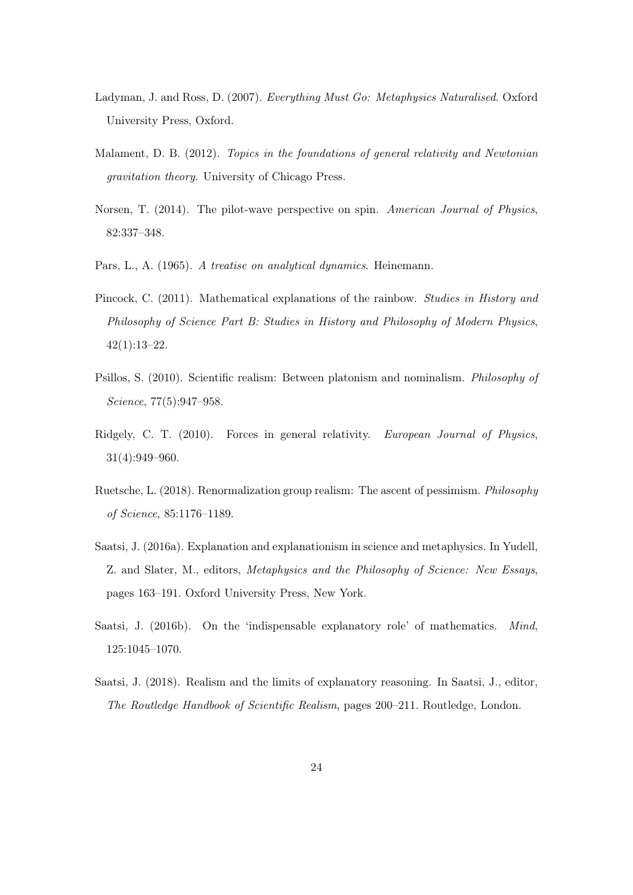Ladyman, J. and Ross, D. (2007). *Everything Must Go: Metaphysics Naturalised*. Oxford University Press, Oxford.

Malament, D. B. (2012). *Topics in the foundations of general relativity and Newtonian gravitation theory*. University of Chicago Press.

Norsen, T. (2014). The pilot-wave perspective on spin. *American Journal of Physics*, 82:337–348.

Pars, L., A. (1965). *A treatise on analytical dynamics*. Heinemann.

Pincock, C. (2011). Mathematical explanations of the rainbow. *Studies in History and Philosophy of Science Part B: Studies in History and Philosophy of Modern Physics*, 42(1):13–22.

Psillos, S. (2010). Scientific realism: Between platonism and nominalism. *Philosophy of Science*, 77(5):947–958.

Ridgely, C. T. (2010). Forces in general relativity. *European Journal of Physics*, 31(4):949–960.

Ruetsche, L. (2018). Renormalization group realism: The ascent of pessimism. *Philosophy of Science*, 85:1176–1189.

Saatsi, J. (2016a). Explanation and explanationism in science and metaphysics. In Yudell, Z. and Slater, M., editors, *Metaphysics and the Philosophy of Science: New Essays*, pages 163–191. Oxford University Press, New York.

Saatsi, J. (2016b). On the 'indispensable explanatory role' of mathematics. *Mind*, 125:1045–1070.

Saatsi, J. (2018). Realism and the limits of explanatory reasoning. In Saatsi, J., editor, *The Routledge Handbook of Scientific Realism*, pages 200–211. Routledge, London.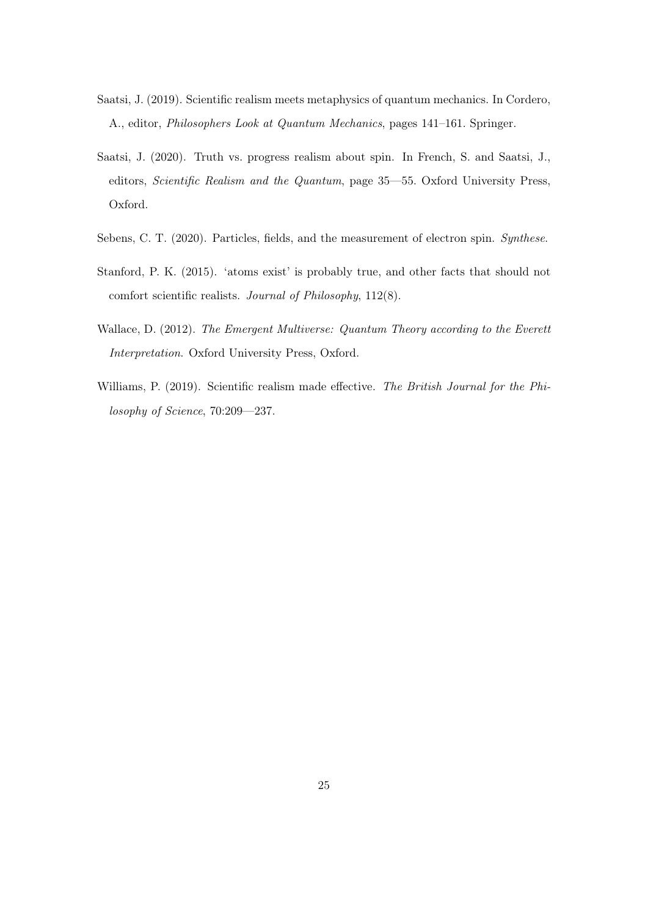Saatsi, J. (2019). Scientific realism meets metaphysics of quantum mechanics. In Cordero, A., editor, *Philosophers Look at Quantum Mechanics*, pages 141–161. Springer.

Saatsi, J. (2020). Truth vs. progress realism about spin. In French, S. and Saatsi, J., editors, *Scientific Realism and the Quantum*, page 35—55. Oxford University Press, Oxford.

Sebens, C. T. (2020). Particles, fields, and the measurement of electron spin. *Synthese*.

Stanford, P. K. (2015). 'atoms exist' is probably true, and other facts that should not comfort scientific realists. *Journal of Philosophy*, 112(8).

Wallace, D. (2012). *The Emergent Multiverse: Quantum Theory according to the Everett Interpretation*. Oxford University Press, Oxford.

Williams, P. (2019). Scientific realism made effective. *The British Journal for the Philosophy of Science*, 70:209—237.